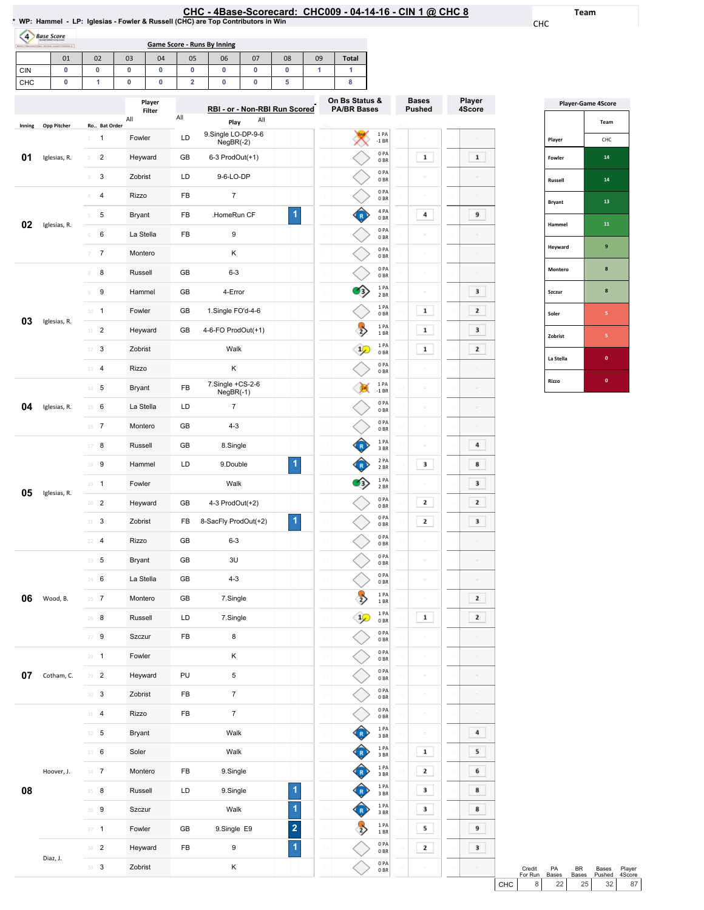# CHC - 4Base-Scorecard: CHC009 - 04-14-16 - CIN 1 @ CHC 8

\* WP: Hammel - LP: Iglesias - Fowler & Russell (CHC) are Top Contributors in Win

Team: CHC

## Game Score - Runs By Inning

| | 01 | 02 | 03 | 04 | 05 | 06 | 07 | 08 | 09 | Total |
|---|---|---|---|---|---|---|---|---|---|---|
| CIN | 0 | 0 | 0 | 0 | 0 | 0 | 0 | 0 | 1 | 1 |
| CHC | 0 | 1 | 0 | 0 | 2 | 0 | 0 | 5 | | 8 |

| Inning | Opp Pitcher | Ro.. | Bat Order | Player | | Play | RBI | On Bs Status & PA/BR Bases | Bases Pushed | Player 4Score |
|---|---|---|---|---|---|---|---|---|---|---|
| 01 | Iglesias, R. | 1 | 1 | Fowler | LD | 9.Single LO-DP-9-6 NegBR(-2) | | 1 PA -1 BR | | |
| | | 2 | 2 | Heyward | GB | 6-3 ProdOut(+1) | | 0 PA 0 BR | 1 | 1 |
| | | 3 | 3 | Zobrist | LD | 9-6-LO-DP | | 0 PA 0 BR | | |
| 02 | Iglesias, R. | 4 | 4 | Rizzo | FB | 7 | | 0 PA 0 BR | | |
| | | 5 | 5 | Bryant | FB | .HomeRun CF | 1 | 4 PA 0 BR | 4 | 9 |
| | | 6 | 6 | La Stella | FB | 9 | | 0 PA 0 BR | | |
| | | 7 | 7 | Montero | | K | | 0 PA 0 BR | | |
| 03 | Iglesias, R. | 8 | 8 | Russell | GB | 6-3 | | 0 PA 0 BR | | |
| | | 9 | 9 | Hammel | GB | 4-Error | | 1 PA 2 BR | | 3 |
| | | 10 | 1 | Fowler | GB | 1.Single FO'd-4-6 | | 1 PA 0 BR | 1 | 2 |
| | | 11 | 2 | Heyward | GB | 4-6-FO ProdOut(+1) | | 1 PA 1 BR | 1 | 3 |
| | | 12 | 3 | Zobrist | | Walk | | 1 PA 0 BR | 1 | 2 |
| | | 13 | 4 | Rizzo | | K | | 0 PA 0 BR | | |
| 04 | Iglesias, R. | 14 | 5 | Bryant | FB | 7.Single +CS-2-6 NegBR(-1) | | 1 PA -1 BR | | |
| | | 15 | 6 | La Stella | LD | 7 | | 0 PA 0 BR | | |
| | | 16 | 7 | Montero | GB | 4-3 | | 0 PA 0 BR | | |
| 05 | Iglesias, R. | 17 | 8 | Russell | GB | 8.Single | | 1 PA 3 BR | | 4 |
| | | 18 | 9 | Hammel | LD | 9.Double | 1 | 2 PA 2 BR | 3 | 8 |
| | | 19 | 1 | Fowler | | Walk | | 1 PA 2 BR | | 3 |
| | | 20 | 2 | Heyward | GB | 4-3 ProdOut(+2) | | 0 PA 0 BR | 2 | 2 |
| | | 21 | 3 | Zobrist | FB | 8-SacFly ProdOut(+2) | 1 | 0 PA 0 BR | 2 | 3 |
| | | 22 | 4 | Rizzo | GB | 6-3 | | 0 PA 0 BR | | |
| 06 | Wood, B. | 23 | 5 | Bryant | GB | 3U | | 0 PA 0 BR | | |
| | | 24 | 6 | La Stella | GB | 4-3 | | 0 PA 0 BR | | |
| | | 25 | 7 | Montero | GB | 7.Single | | 1 PA 1 BR | | 2 |
| | | 26 | 8 | Russell | LD | 7.Single | | 1 PA 0 BR | 1 | 2 |
| | | 27 | 9 | Szczur | FB | 8 | | 0 PA 0 BR | | |
| 07 | Cotham, C. | 28 | 1 | Fowler | | K | | 0 PA 0 BR | | |
| | | 29 | 2 | Heyward | PU | 5 | | 0 PA 0 BR | | |
| | | 30 | 3 | Zobrist | FB | 7 | | 0 PA 0 BR | | |
| 08 | Hoover, J. | 31 | 4 | Rizzo | FB | 7 | | 0 PA 0 BR | | |
| | | 32 | 5 | Bryant | | Walk | | 1 PA 3 BR | | 4 |
| | | 33 | 6 | Soler | | Walk | | 1 PA 3 BR | 1 | 5 |
| | | 34 | 7 | Montero | FB | 9.Single | | 1 PA 3 BR | 2 | 6 |
| | | 35 | 8 | Russell | LD | 9.Single | 1 | 1 PA 3 BR | 3 | 8 |
| | | 36 | 9 | Szczur | | Walk | 1 | 1 PA 3 BR | 3 | 8 |
| | | 37 | 1 | Fowler | GB | 9.Single E9 | 2 | 1 PA 1 BR | 5 | 9 |
| | Diaz, J. | 38 | 2 | Heyward | FB | 9 | 1 | 0 PA 0 BR | 2 | 3 |
| | | 39 | 3 | Zobrist | | K | | 0 PA 0 BR | | |

## Player-Game 4Score

| Player | CHC |
|---|---|
| Fowler | 14 |
| Russell | 14 |
| Bryant | 13 |
| Hammel | 11 |
| Heyward | 9 |
| Montero | 8 |
| Szczur | 8 |
| Soler | 5 |
| Zobrist | 5 |
| La Stella | 0 |
| Rizzo | 0 |

| | Credit For Run | PA Bases | BR Bases | Bases Pushed | Player 4Score |
|---|---|---|---|---|---|
| CHC | 8 | 22 | 25 | 32 | 87 |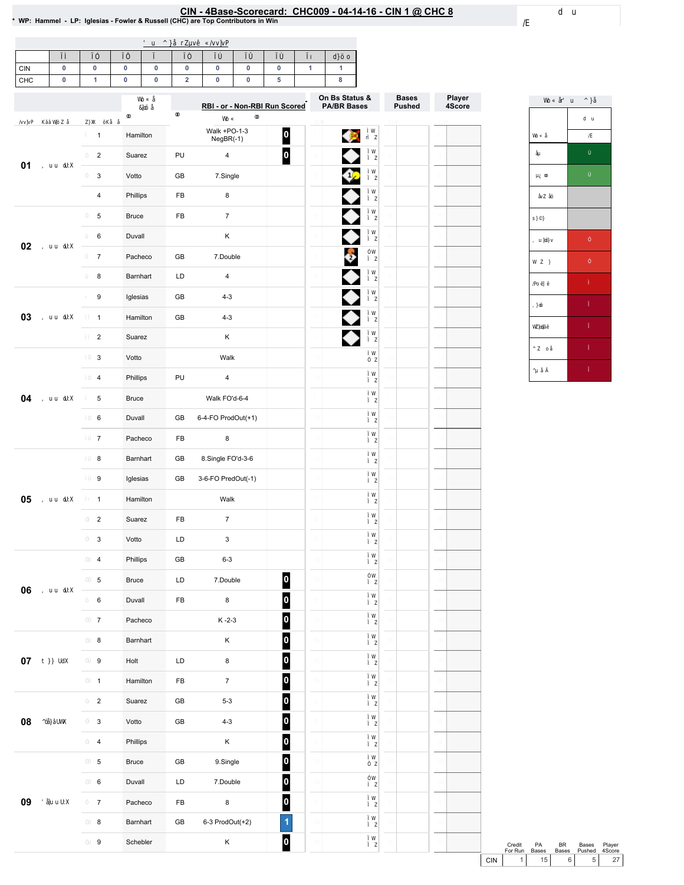# CIN - 4Base-Scorecard: CHC009 - 04-14-16 - CIN 1 @ CHC 8

* WP: Hammel - LP: Iglesias - Fowler & Russell (CHC) are Top Contributors in Win

| | | | | | | | | | | |
|---|---|---|---|---|---|---|---|---|---|---|
| CIN | 0 | 0 | 0 | 0 | 0 | 0 | 0 | 0 | 1 | 1 |
| CHC | 0 | 1 | 0 | 0 | 2 | 0 | 0 | 5 | | 8 |

| Inning | # | Batter | | RBI - or - Non-RBI Run Scored | | On Bs Status & PA/BR Bases | Bases Pushed | Player 4Score |
|---|---|---|---|---|---|---|---|---|
| 01 | 1 | Hamilton | | Walk +PO-1-3 NegBR(-1) | 0 | | | |
| | 2 | Suarez | PU | 4 | 0 | | | |
| | 3 | Votto | GB | 7.Single | | 1 | | |
| | 4 | Phillips | FB | 8 | | | | |
| 02 | 5 | Bruce | FB | 7 | | | | |
| | 6 | Duvall | | K | | | | |
| | 7 | Pacheco | GB | 7.Double | | 2 | | |
| | 8 | Barnhart | LD | 4 | | | | |
| 03 | 9 | Iglesias | GB | 4-3 | | | | |
| | 1 | Hamilton | GB | 4-3 | | | | |
| | 2 | Suarez | | K | | | | |
| 04 | 3 | Votto | | Walk | | | | |
| | 4 | Phillips | PU | 4 | | | | |
| | 5 | Bruce | | Walk FO'd-6-4 | | | | |
| | 6 | Duvall | GB | 6-4-FO ProdOut(+1) | | | | |
| | 7 | Pacheco | FB | 8 | | | | |
| 05 | 8 | Barnhart | GB | 8.Single FO'd-3-6 | | | | |
| | 9 | Iglesias | GB | 3-6-FO PredOut(-1) | | | | |
| | 1 | Hamilton | | Walk | | | | |
| | 2 | Suarez | FB | 7 | | | | |
| | 3 | Votto | LD | 3 | | | | |
| 06 | 4 | Phillips | GB | 6-3 | | | | |
| | 5 | Bruce | LD | 7.Double | 0 | | | |
| | 6 | Duvall | FB | 8 | 0 | | | |
| | 7 | Pacheco | | K -2-3 | 0 | | | |
| 07 | 8 | Barnhart | | K | 0 | | | |
| | 9 | Holt | LD | 8 | 0 | | | |
| | 1 | Hamilton | FB | 7 | 0 | | | |
| 08 | 2 | Suarez | GB | 5-3 | 0 | | | |
| | 3 | Votto | GB | 4-3 | 0 | | | |
| | 4 | Phillips | | K | 0 | | | |
| 09 | 5 | Bruce | GB | 9.Single | 0 | | | |
| | 6 | Duvall | LD | 7.Double | 0 | | | |
| | 7 | Pacheco | FB | 8 | 0 | | | |
| | 8 | Barnhart | GB | 6-3 ProdOut(+2) | 1 | | | |
| | 9 | Schebler | | K | 0 | | | |

| | Credit For Run | PA Bases | BR Bases | Bases Pushed | Player 4Score |
|---|---|---|---|---|---|
| CIN | 1 | 15 | 6 | 5 | 27 |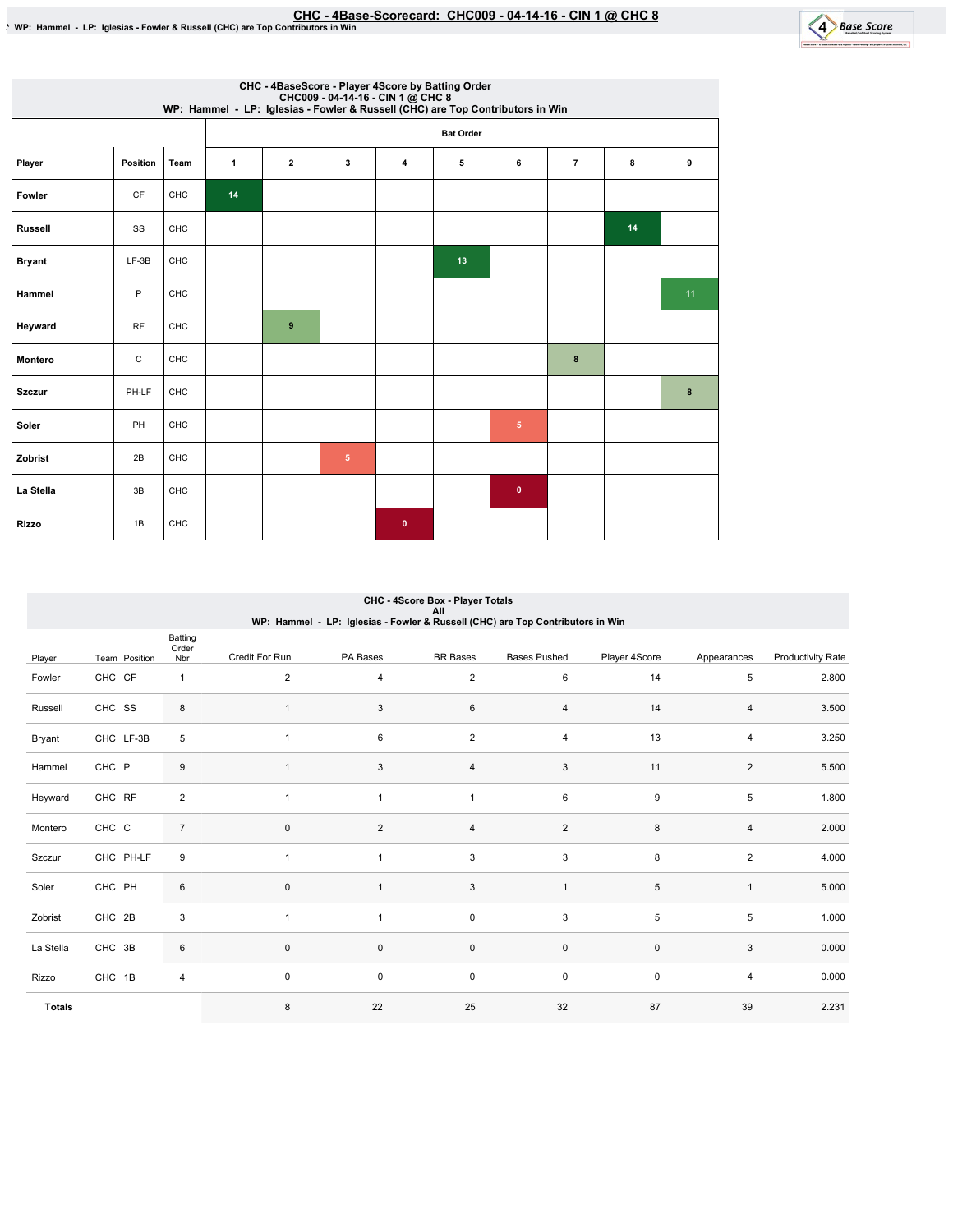# CHC - 4Base-Scorecard: CHC009 - 04-14-16 - CIN 1 @ CHC 8

\* WP: Hammel - LP: Iglesias - Fowler & Russell (CHC) are Top Contributors in Win

## CHC - 4BaseScore - Player 4Score by Batting Order
CHC009 - 04-14-16 - CIN 1 @ CHC 8
WP: Hammel - LP: Iglesias - Fowler & Russell (CHC) are Top Contributors in Win

| | | | Bat Order | | | | | | | | |
|---|---|---|---|---|---|---|---|---|---|---|---|
| Player | Position | Team | 1 | 2 | 3 | 4 | 5 | 6 | 7 | 8 | 9 |
| Fowler | CF | CHC | 14 | | | | | | | | |
| Russell | SS | CHC | | | | | | | | 14 | |
| Bryant | LF-3B | CHC | | | | | 13 | | | | |
| Hammel | P | CHC | | | | | | | | | 11 |
| Heyward | RF | CHC | | 9 | | | | | | | |
| Montero | C | CHC | | | | | | | 8 | | |
| Szczur | PH-LF | CHC | | | | | | | | | 8 |
| Soler | PH | CHC | | | | | | 5 | | | |
| Zobrist | 2B | CHC | | | 5 | | | | | | |
| La Stella | 3B | CHC | | | | | | 0 | | | |
| Rizzo | 1B | CHC | | | | 0 | | | | | |

## CHC - 4Score Box - Player Totals
All
WP: Hammel - LP: Iglesias - Fowler & Russell (CHC) are Top Contributors in Win

| Player | Team | Position | Batting Order Nbr | Credit For Run | PA Bases | BR Bases | Bases Pushed | Player 4Score | Appearances | Productivity Rate |
|---|---|---|---|---|---|---|---|---|---|---|
| Fowler | CHC | CF | 1 | 2 | 4 | 2 | 6 | 14 | 5 | 2.800 |
| Russell | CHC | SS | 8 | 1 | 3 | 6 | 4 | 14 | 4 | 3.500 |
| Bryant | CHC | LF-3B | 5 | 1 | 6 | 2 | 4 | 13 | 4 | 3.250 |
| Hammel | CHC | P | 9 | 1 | 3 | 4 | 3 | 11 | 2 | 5.500 |
| Heyward | CHC | RF | 2 | 1 | 1 | 1 | 6 | 9 | 5 | 1.800 |
| Montero | CHC | C | 7 | 0 | 2 | 4 | 2 | 8 | 4 | 2.000 |
| Szczur | CHC | PH-LF | 9 | 1 | 1 | 3 | 3 | 8 | 2 | 4.000 |
| Soler | CHC | PH | 6 | 0 | 1 | 3 | 1 | 5 | 1 | 5.000 |
| Zobrist | CHC | 2B | 3 | 1 | 1 | 0 | 3 | 5 | 5 | 1.000 |
| La Stella | CHC | 3B | 6 | 0 | 0 | 0 | 0 | 0 | 3 | 0.000 |
| Rizzo | CHC | 1B | 4 | 0 | 0 | 0 | 0 | 0 | 4 | 0.000 |
| **Totals** | | | | 8 | 22 | 25 | 32 | 87 | 39 | 2.231 |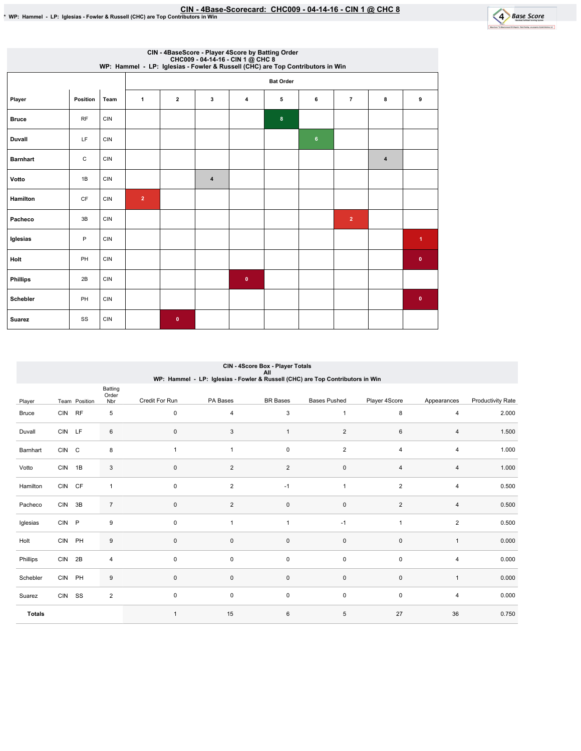# CIN - 4Base-Scorecard: CHC009 - 04-14-16 - CIN 1 @ CHC 8

* WP: Hammel - LP: Iglesias - Fowler & Russell (CHC) are Top Contributors in Win

## CIN - 4BaseScore - Player 4Score by Batting Order
CHC009 - 04-14-16 - CIN 1 @ CHC 8
WP: Hammel - LP: Iglesias - Fowler & Russell (CHC) are Top Contributors in Win

| Player | Position | Team | Bat Order 1 | 2 | 3 | 4 | 5 | 6 | 7 | 8 | 9 |
|---|---|---|---|---|---|---|---|---|---|---|---|
| Bruce | RF | CIN | | | | | 8 | | | | |
| Duvall | LF | CIN | | | | | | 6 | | | |
| Barnhart | C | CIN | | | | | | | | 4 | |
| Votto | 1B | CIN | | | 4 | | | | | | |
| Hamilton | CF | CIN | 2 | | | | | | | | |
| Pacheco | 3B | CIN | | | | | | | 2 | | |
| Iglesias | P | CIN | | | | | | | | | 1 |
| Holt | PH | CIN | | | | | | | | | 0 |
| Phillips | 2B | CIN | | | | 0 | | | | | |
| Schebler | PH | CIN | | | | | | | | | 0 |
| Suarez | SS | CIN | | 0 | | | | | | | |

## CIN - 4Score Box - Player Totals
All
WP: Hammel - LP: Iglesias - Fowler & Russell (CHC) are Top Contributors in Win

| Player | Team | Position | Batting Order Nbr | Credit For Run | PA Bases | BR Bases | Bases Pushed | Player 4Score | Appearances | Productivity Rate |
|---|---|---|---|---|---|---|---|---|---|---|
| Bruce | CIN | RF | 5 | 0 | 4 | 3 | 1 | 8 | 4 | 2.000 |
| Duvall | CIN | LF | 6 | 0 | 3 | 1 | 2 | 6 | 4 | 1.500 |
| Barnhart | CIN | C | 8 | 1 | 1 | 0 | 2 | 4 | 4 | 1.000 |
| Votto | CIN | 1B | 3 | 0 | 2 | 2 | 0 | 4 | 4 | 1.000 |
| Hamilton | CIN | CF | 1 | 0 | 2 | -1 | 1 | 2 | 4 | 0.500 |
| Pacheco | CIN | 3B | 7 | 0 | 2 | 0 | 0 | 2 | 4 | 0.500 |
| Iglesias | CIN | P | 9 | 0 | 1 | 1 | -1 | 1 | 2 | 0.500 |
| Holt | CIN | PH | 9 | 0 | 0 | 0 | 0 | 0 | 1 | 0.000 |
| Phillips | CIN | 2B | 4 | 0 | 0 | 0 | 0 | 0 | 4 | 0.000 |
| Schebler | CIN | PH | 9 | 0 | 0 | 0 | 0 | 0 | 1 | 0.000 |
| Suarez | CIN | SS | 2 | 0 | 0 | 0 | 0 | 0 | 4 | 0.000 |
| **Totals** | | | | 1 | 15 | 6 | 5 | 27 | 36 | 0.750 |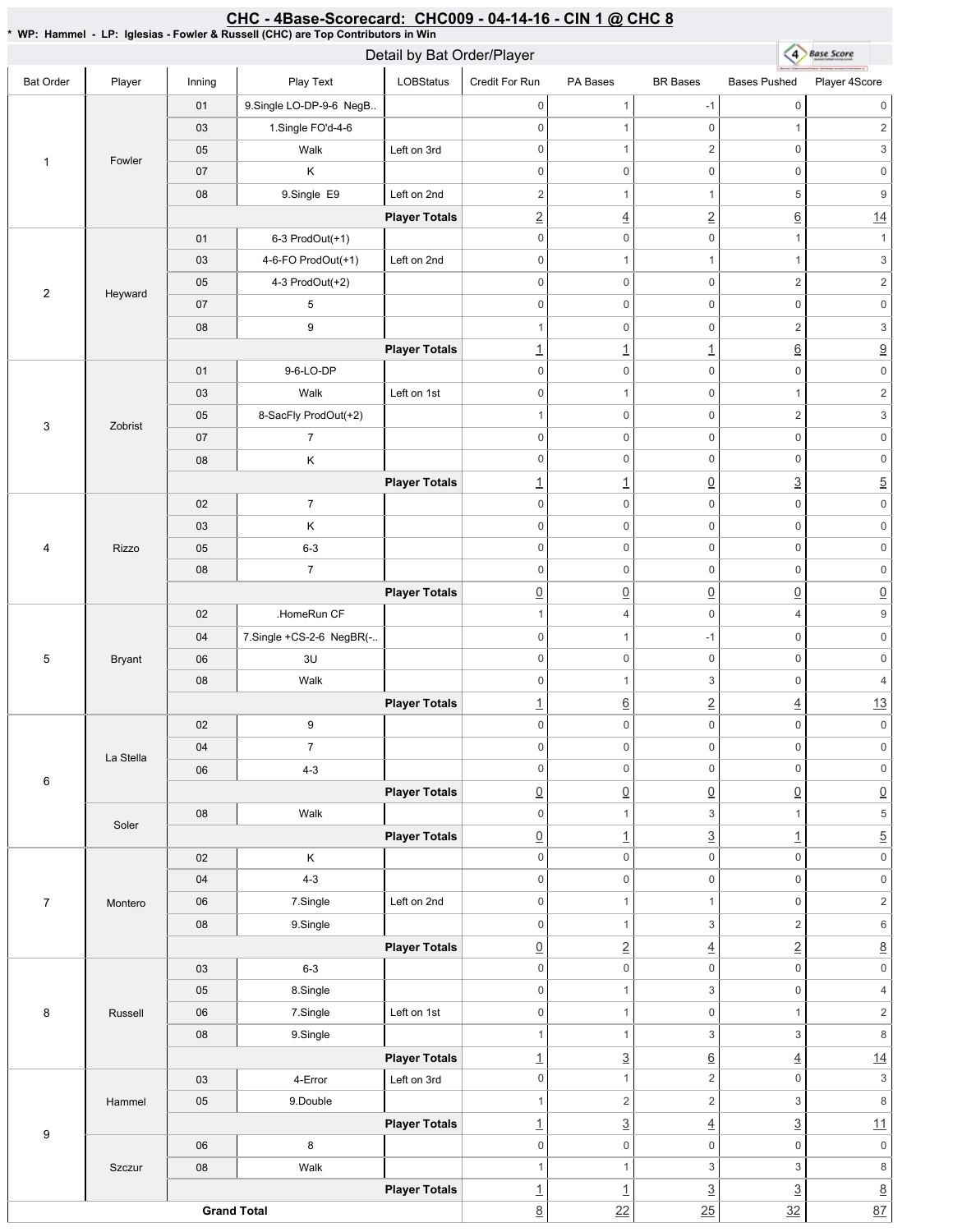# CHC - 4Base-Scorecard: CHC009 - 04-14-16 - CIN 1 @ CHC 8

**\* WP: Hammel - LP: Iglesias - Fowler & Russell (CHC) are Top Contributors in Win**

## Detail by Bat Order/Player

| Bat Order | Player | Inning | Play Text | LOBStatus | Credit For Run | PA Bases | BR Bases | Bases Pushed | Player 4Score |
|---|---|---|---|---|---|---|---|---|---|
| 1 | Fowler | 01 | 9.Single LO-DP-9-6 NegB.. | | 0 | 1 | -1 | 0 | 0 |
| | | 03 | 1.Single FO'd-4-6 | | 0 | 1 | 0 | 1 | 2 |
| | | 05 | Walk | Left on 3rd | 0 | 1 | 2 | 0 | 3 |
| | | 07 | K | | 0 | 0 | 0 | 0 | 0 |
| | | 08 | 9.Single E9 | Left on 2nd | 2 | 1 | 1 | 5 | 9 |
| | | | | **Player Totals** | 2 | 4 | 2 | 6 | 14 |
| 2 | Heyward | 01 | 6-3 ProdOut(+1) | | 0 | 0 | 0 | 1 | 1 |
| | | 03 | 4-6-FO ProdOut(+1) | Left on 2nd | 0 | 1 | 1 | 1 | 3 |
| | | 05 | 4-3 ProdOut(+2) | | 0 | 0 | 0 | 2 | 2 |
| | | 07 | 5 | | 0 | 0 | 0 | 0 | 0 |
| | | 08 | 9 | | 1 | 0 | 0 | 2 | 3 |
| | | | | **Player Totals** | 1 | 1 | 1 | 6 | 9 |
| 3 | Zobrist | 01 | 9-6-LO-DP | | 0 | 0 | 0 | 0 | 0 |
| | | 03 | Walk | Left on 1st | 0 | 1 | 0 | 1 | 2 |
| | | 05 | 8-SacFly ProdOut(+2) | | 1 | 0 | 0 | 2 | 3 |
| | | 07 | 7 | | 0 | 0 | 0 | 0 | 0 |
| | | 08 | K | | 0 | 0 | 0 | 0 | 0 |
| | | | | **Player Totals** | 1 | 1 | 0 | 3 | 5 |
| 4 | Rizzo | 02 | 7 | | 0 | 0 | 0 | 0 | 0 |
| | | 03 | K | | 0 | 0 | 0 | 0 | 0 |
| | | 05 | 6-3 | | 0 | 0 | 0 | 0 | 0 |
| | | 08 | 7 | | 0 | 0 | 0 | 0 | 0 |
| | | | | **Player Totals** | 0 | 0 | 0 | 0 | 0 |
| 5 | Bryant | 02 | .HomeRun CF | | 1 | 4 | 0 | 4 | 9 |
| | | 04 | 7.Single +CS-2-6 NegBR(-.. | | 0 | 1 | -1 | 0 | 0 |
| | | 06 | 3U | | 0 | 0 | 0 | 0 | 0 |
| | | 08 | Walk | | 0 | 1 | 3 | 0 | 4 |
| | | | | **Player Totals** | 1 | 6 | 2 | 4 | 13 |
| 6 | La Stella | 02 | 9 | | 0 | 0 | 0 | 0 | 0 |
| | | 04 | 7 | | 0 | 0 | 0 | 0 | 0 |
| | | 06 | 4-3 | | 0 | 0 | 0 | 0 | 0 |
| | | | | **Player Totals** | 0 | 0 | 0 | 0 | 0 |
| | Soler | 08 | Walk | | 0 | 1 | 3 | 1 | 5 |
| | | | | **Player Totals** | 0 | 1 | 3 | 1 | 5 |
| 7 | Montero | 02 | K | | 0 | 0 | 0 | 0 | 0 |
| | | 04 | 4-3 | | 0 | 0 | 0 | 0 | 0 |
| | | 06 | 7.Single | Left on 2nd | 0 | 1 | 1 | 0 | 2 |
| | | 08 | 9.Single | | 0 | 1 | 3 | 2 | 6 |
| | | | | **Player Totals** | 0 | 2 | 4 | 2 | 8 |
| 8 | Russell | 03 | 6-3 | | 0 | 0 | 0 | 0 | 0 |
| | | 05 | 8.Single | | 0 | 1 | 3 | 0 | 4 |
| | | 06 | 7.Single | Left on 1st | 0 | 1 | 0 | 1 | 2 |
| | | 08 | 9.Single | | 1 | 1 | 3 | 3 | 8 |
| | | | | **Player Totals** | 1 | 3 | 6 | 4 | 14 |
| 9 | Hammel | 03 | 4-Error | Left on 3rd | 0 | 1 | 2 | 0 | 3 |
| | | 05 | 9.Double | | 1 | 2 | 2 | 3 | 8 |
| | | | | **Player Totals** | 1 | 3 | 4 | 3 | 11 |
| | Szczur | 06 | 8 | | 0 | 0 | 0 | 0 | 0 |
| | | 08 | Walk | | 1 | 1 | 3 | 3 | 8 |
| | | | | **Player Totals** | 1 | 1 | 3 | 3 | 8 |
| **Grand Total** | | | | | 8 | 22 | 25 | 32 | 87 |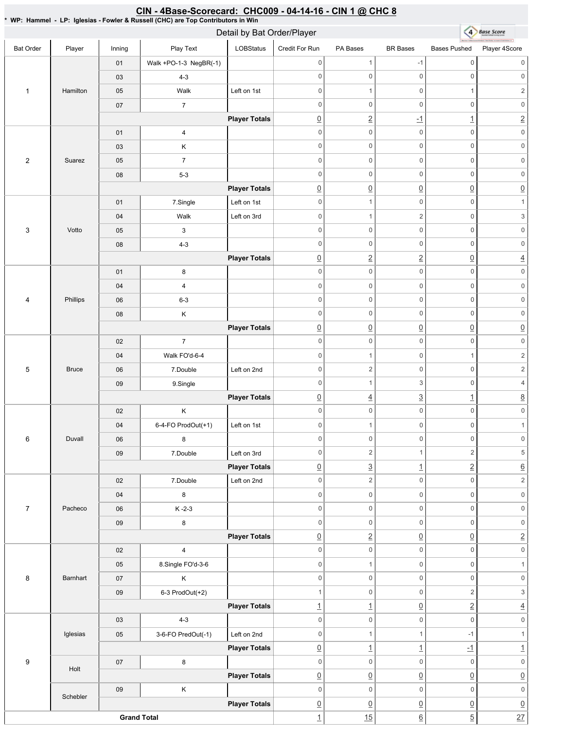# CIN - 4Base-Scorecard: CHC009 - 04-14-16 - CIN 1 @ CHC 8

\* WP: Hammel - LP: Iglesias - Fowler & Russell (CHC) are Top Contributors in Win

## Detail by Bat Order/Player

| Bat Order | Player | Inning | Play Text | LOBStatus | Credit For Run | PA Bases | BR Bases | Bases Pushed | Player 4Score |
|---|---|---|---|---|---|---|---|---|---|
| 1 | Hamilton | 01 | Walk +PO-1-3 NegBR(-1) | | 0 | 1 | -1 | 0 | 0 |
| | | 03 | 4-3 | | 0 | 0 | 0 | 0 | 0 |
| | | 05 | Walk | Left on 1st | 0 | 1 | 0 | 1 | 2 |
| | | 07 | 7 | | 0 | 0 | 0 | 0 | 0 |
| | | | | **Player Totals** | 0 | 2 | -1 | 1 | 2 |
| 2 | Suarez | 01 | 4 | | 0 | 0 | 0 | 0 | 0 |
| | | 03 | K | | 0 | 0 | 0 | 0 | 0 |
| | | 05 | 7 | | 0 | 0 | 0 | 0 | 0 |
| | | 08 | 5-3 | | 0 | 0 | 0 | 0 | 0 |
| | | | | **Player Totals** | 0 | 0 | 0 | 0 | 0 |
| 3 | Votto | 01 | 7.Single | Left on 1st | 0 | 1 | 0 | 0 | 1 |
| | | 04 | Walk | Left on 3rd | 0 | 1 | 2 | 0 | 3 |
| | | 05 | 3 | | 0 | 0 | 0 | 0 | 0 |
| | | 08 | 4-3 | | 0 | 0 | 0 | 0 | 0 |
| | | | | **Player Totals** | 0 | 2 | 2 | 0 | 4 |
| 4 | Phillips | 01 | 8 | | 0 | 0 | 0 | 0 | 0 |
| | | 04 | 4 | | 0 | 0 | 0 | 0 | 0 |
| | | 06 | 6-3 | | 0 | 0 | 0 | 0 | 0 |
| | | 08 | K | | 0 | 0 | 0 | 0 | 0 |
| | | | | **Player Totals** | 0 | 0 | 0 | 0 | 0 |
| 5 | Bruce | 02 | 7 | | 0 | 0 | 0 | 0 | 0 |
| | | 04 | Walk FO'd-6-4 | | 0 | 1 | 0 | 1 | 2 |
| | | 06 | 7.Double | Left on 2nd | 0 | 2 | 0 | 0 | 2 |
| | | 09 | 9.Single | | 0 | 1 | 3 | 0 | 4 |
| | | | | **Player Totals** | 0 | 4 | 3 | 1 | 8 |
| 6 | Duvall | 02 | K | | 0 | 0 | 0 | 0 | 0 |
| | | 04 | 6-4-FO ProdOut(+1) | Left on 1st | 0 | 1 | 0 | 0 | 1 |
| | | 06 | 8 | | 0 | 0 | 0 | 0 | 0 |
| | | 09 | 7.Double | Left on 3rd | 0 | 2 | 1 | 2 | 5 |
| | | | | **Player Totals** | 0 | 3 | 1 | 2 | 6 |
| 7 | Pacheco | 02 | 7.Double | Left on 2nd | 0 | 2 | 0 | 0 | 2 |
| | | 04 | 8 | | 0 | 0 | 0 | 0 | 0 |
| | | 06 | K -2-3 | | 0 | 0 | 0 | 0 | 0 |
| | | 09 | 8 | | 0 | 0 | 0 | 0 | 0 |
| | | | | **Player Totals** | 0 | 2 | 0 | 0 | 2 |
| 8 | Barnhart | 02 | 4 | | 0 | 0 | 0 | 0 | 0 |
| | | 05 | 8.Single FO'd-3-6 | | 0 | 1 | 0 | 0 | 1 |
| | | 07 | K | | 0 | 0 | 0 | 0 | 0 |
| | | 09 | 6-3 ProdOut(+2) | | 1 | 0 | 0 | 2 | 3 |
| | | | | **Player Totals** | 1 | 1 | 0 | 2 | 4 |
| 9 | Iglesias | 03 | 4-3 | | 0 | 0 | 0 | 0 | 0 |
| | | 05 | 3-6-FO PredOut(-1) | Left on 2nd | 0 | 1 | 1 | -1 | 1 |
| | | | | **Player Totals** | 0 | 1 | 1 | -1 | 1 |
| | Holt | 07 | 8 | | 0 | 0 | 0 | 0 | 0 |
| | | | | **Player Totals** | 0 | 0 | 0 | 0 | 0 |
| | Schebler | 09 | K | | 0 | 0 | 0 | 0 | 0 |
| | | | | **Player Totals** | 0 | 0 | 0 | 0 | 0 |
| **Grand Total** | | | | | 1 | 15 | 6 | 5 | 27 |